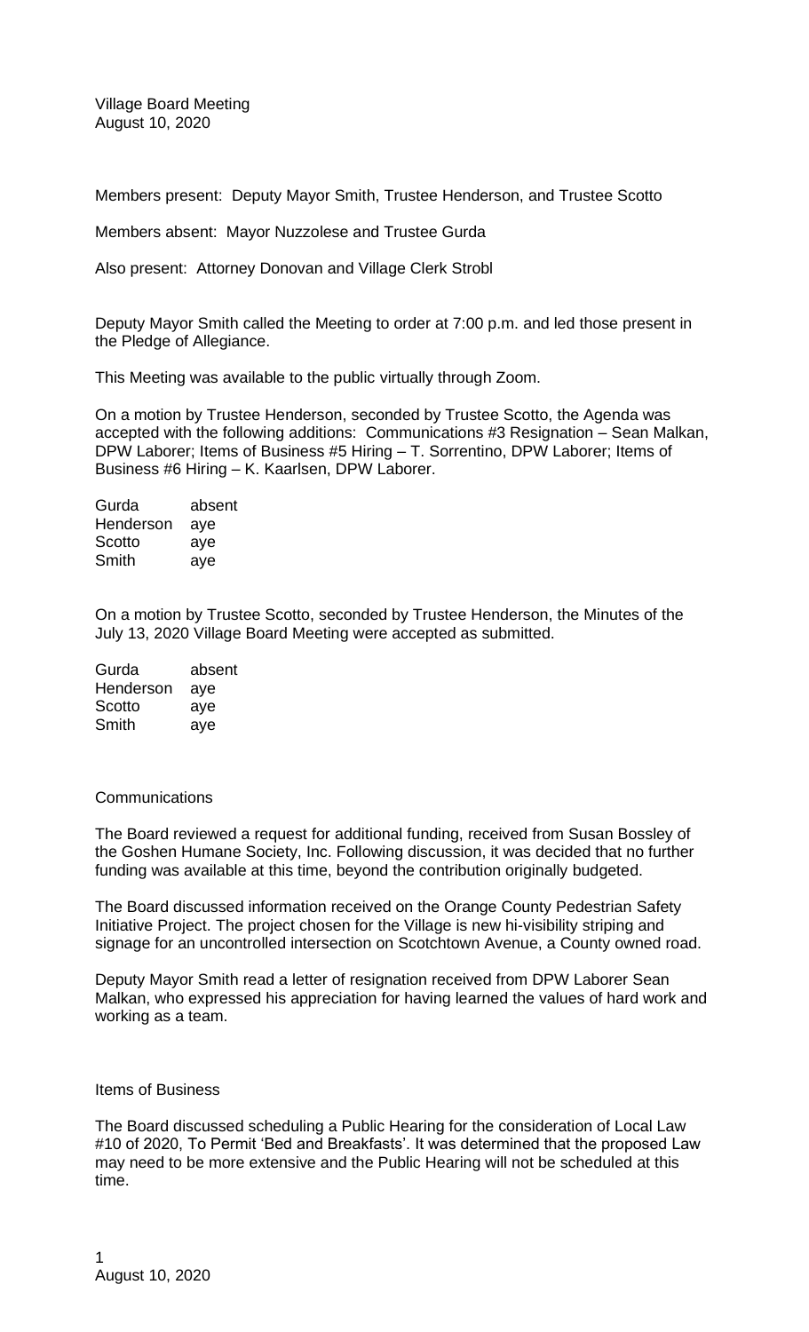Village Board Meeting
August 10, 2020

Members present: Deputy Mayor Smith, Trustee Henderson, and Trustee Scotto

Members absent: Mayor Nuzzolese and Trustee Gurda

Also present: Attorney Donovan and Village Clerk Strobl

Deputy Mayor Smith called the Meeting to order at 7:00 p.m. and led those present in the Pledge of Allegiance.

This Meeting was available to the public virtually through Zoom.

On a motion by Trustee Henderson, seconded by Trustee Scotto, the Agenda was accepted with the following additions: Communications #3 Resignation – Sean Malkan, DPW Laborer; Items of Business #5 Hiring – T. Sorrentino, DPW Laborer; Items of Business #6 Hiring – K. Kaarlsen, DPW Laborer.

Gurda absent
Henderson aye
Scotto aye
Smith aye

On a motion by Trustee Scotto, seconded by Trustee Henderson, the Minutes of the July 13, 2020 Village Board Meeting were accepted as submitted.

Gurda absent
Henderson aye
Scotto aye
Smith aye

## Communications

The Board reviewed a request for additional funding, received from Susan Bossley of the Goshen Humane Society, Inc. Following discussion, it was decided that no further funding was available at this time, beyond the contribution originally budgeted.

The Board discussed information received on the Orange County Pedestrian Safety Initiative Project. The project chosen for the Village is new hi-visibility striping and signage for an uncontrolled intersection on Scotchtown Avenue, a County owned road.

Deputy Mayor Smith read a letter of resignation received from DPW Laborer Sean Malkan, who expressed his appreciation for having learned the values of hard work and working as a team.

## Items of Business

The Board discussed scheduling a Public Hearing for the consideration of Local Law #10 of 2020, To Permit 'Bed and Breakfasts'. It was determined that the proposed Law may need to be more extensive and the Public Hearing will not be scheduled at this time.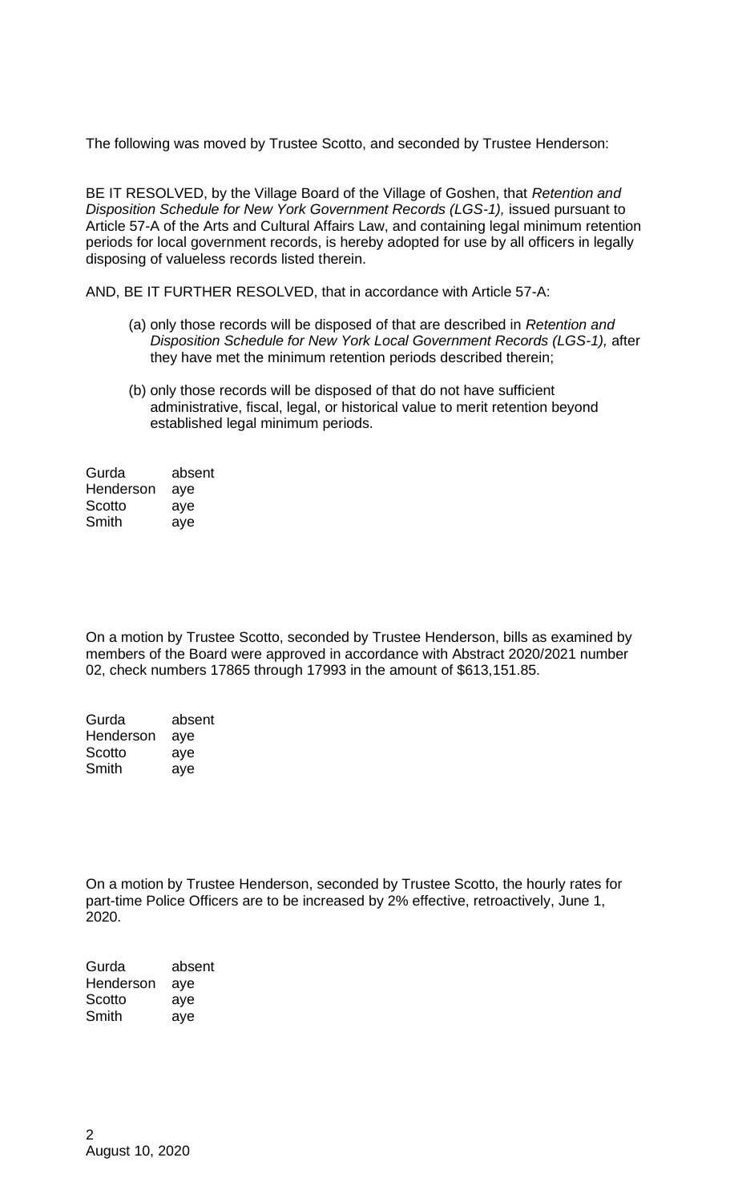The following was moved by Trustee Scotto, and seconded by Trustee Henderson:

BE IT RESOLVED, by the Village Board of the Village of Goshen, that *Retention and Disposition Schedule for New York Government Records (LGS-1),* issued pursuant to Article 57-A of the Arts and Cultural Affairs Law, and containing legal minimum retention periods for local government records, is hereby adopted for use by all officers in legally disposing of valueless records listed therein.

AND, BE IT FURTHER RESOLVED, that in accordance with Article 57-A:

(a) only those records will be disposed of that are described in *Retention and Disposition Schedule for New York Local Government Records (LGS-1),* after they have met the minimum retention periods described therein;

(b) only those records will be disposed of that do not have sufficient administrative, fiscal, legal, or historical value to merit retention beyond established legal minimum periods.

Gurda absent
Henderson aye
Scotto aye
Smith aye

On a motion by Trustee Scotto, seconded by Trustee Henderson, bills as examined by members of the Board were approved in accordance with Abstract 2020/2021 number 02, check numbers 17865 through 17993 in the amount of $613,151.85.

Gurda absent
Henderson aye
Scotto aye
Smith aye

On a motion by Trustee Henderson, seconded by Trustee Scotto, the hourly rates for part-time Police Officers are to be increased by 2% effective, retroactively, June 1, 2020.

Gurda absent
Henderson aye
Scotto aye
Smith aye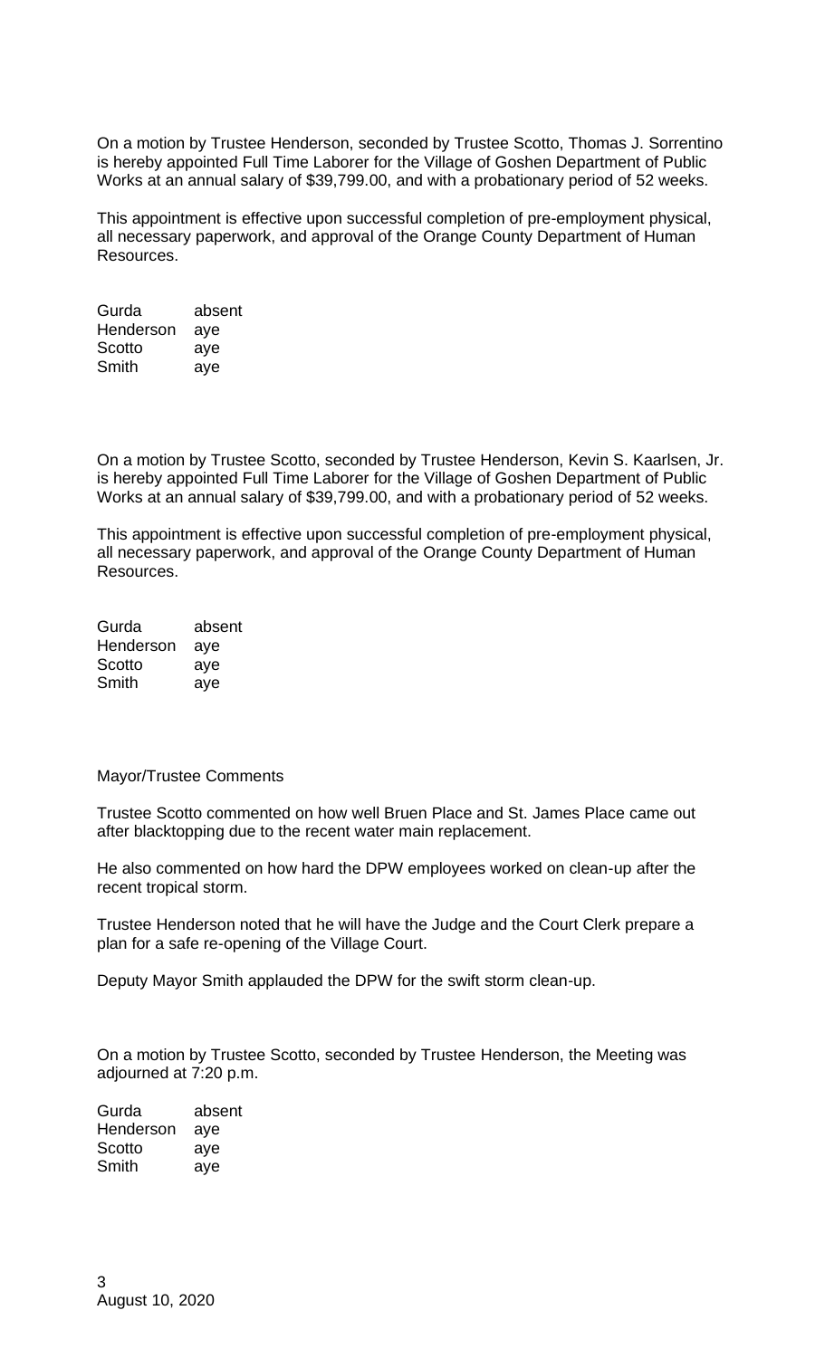On a motion by Trustee Henderson, seconded by Trustee Scotto, Thomas J. Sorrentino is hereby appointed Full Time Laborer for the Village of Goshen Department of Public Works at an annual salary of $39,799.00, and with a probationary period of 52 weeks.

This appointment is effective upon successful completion of pre-employment physical, all necessary paperwork, and approval of the Orange County Department of Human Resources.

| | |
|---|---|
| Gurda | absent |
| Henderson | aye |
| Scotto | aye |
| Smith | aye |

On a motion by Trustee Scotto, seconded by Trustee Henderson, Kevin S. Kaarlsen, Jr. is hereby appointed Full Time Laborer for the Village of Goshen Department of Public Works at an annual salary of $39,799.00, and with a probationary period of 52 weeks.

This appointment is effective upon successful completion of pre-employment physical, all necessary paperwork, and approval of the Orange County Department of Human Resources.

| | |
|---|---|
| Gurda | absent |
| Henderson | aye |
| Scotto | aye |
| Smith | aye |

Mayor/Trustee Comments

Trustee Scotto commented on how well Bruen Place and St. James Place came out after blacktopping due to the recent water main replacement.

He also commented on how hard the DPW employees worked on clean-up after the recent tropical storm.

Trustee Henderson noted that he will have the Judge and the Court Clerk prepare a plan for a safe re-opening of the Village Court.

Deputy Mayor Smith applauded the DPW for the swift storm clean-up.

On a motion by Trustee Scotto, seconded by Trustee Henderson, the Meeting was adjourned at 7:20 p.m.

| | |
|---|---|
| Gurda | absent |
| Henderson | aye |
| Scotto | aye |
| Smith | aye |